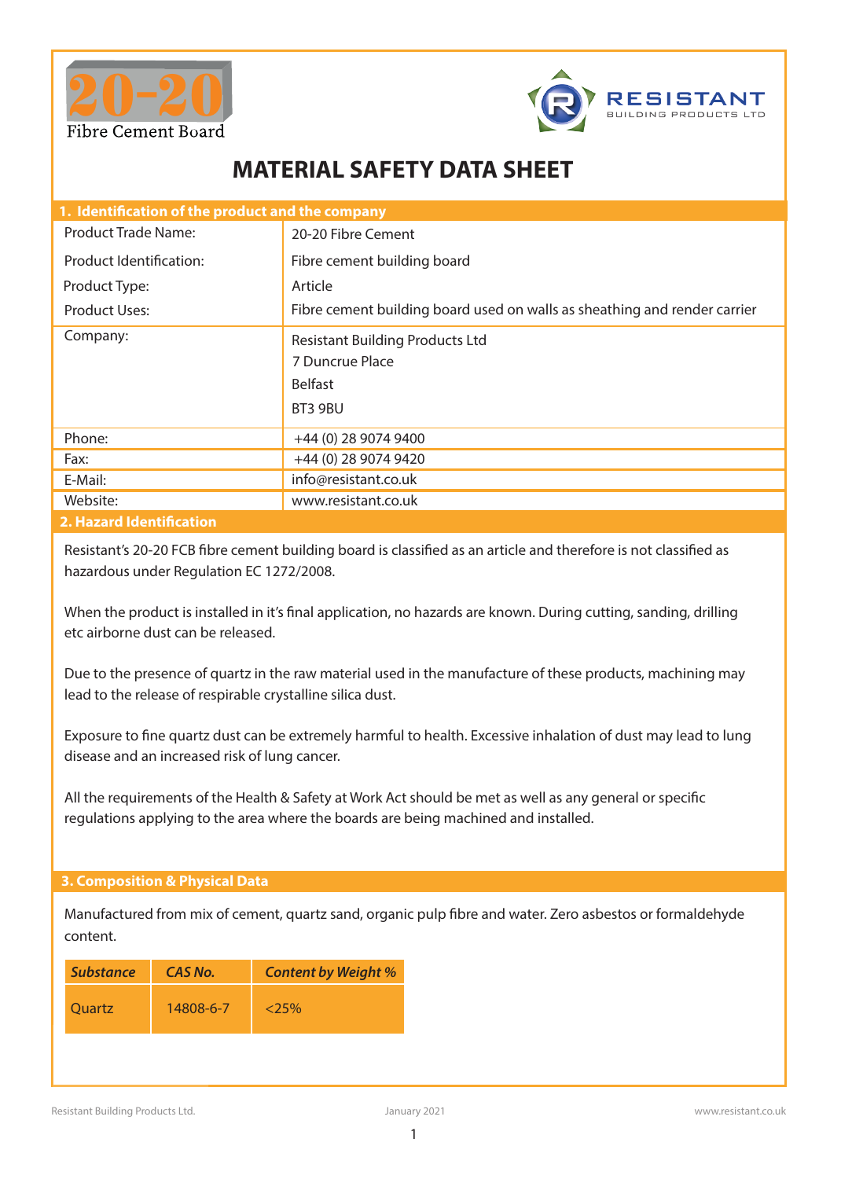20-20 Fibre Cement Board

RESISTANT BUILDING PRODUCTS LTD

# MATERIAL SAFETY DATA SHEET

## 1. Identification of the product and the company

| | |
|---|---|
| Product Trade Name: | 20-20 Fibre Cement |
| Product Identification: | Fibre cement building board |
| Product Type: | Article |
| Product Uses: | Fibre cement building board used on walls as sheathing and render carrier |
| Company: | Resistant Building Products Ltd<br>7 Duncrue Place<br>Belfast<br>BT3 9BU |
| Phone: | +44 (0) 28 9074 9400 |
| Fax: | +44 (0) 28 9074 9420 |
| E-Mail: | info@resistant.co.uk |
| Website: | www.resistant.co.uk |

## 2. Hazard Identification

Resistant's 20-20 FCB fibre cement building board is classified as an article and therefore is not classified as hazardous under Regulation EC 1272/2008.

When the product is installed in it's final application, no hazards are known. During cutting, sanding, drilling etc airborne dust can be released.

Due to the presence of quartz in the raw material used in the manufacture of these products, machining may lead to the release of respirable crystalline silica dust.

Exposure to fine quartz dust can be extremely harmful to health. Excessive inhalation of dust may lead to lung disease and an increased risk of lung cancer.

All the requirements of the Health & Safety at Work Act should be met as well as any general or specific regulations applying to the area where the boards are being machined and installed.

## 3. Composition & Physical Data

Manufactured from mix of cement, quartz sand, organic pulp fibre and water. Zero asbestos or formaldehyde content.

| *Substance* | *CAS No.* | *Content by Weight %* |
|---|---|---|
| Quartz | 14808-6-7 | <25% |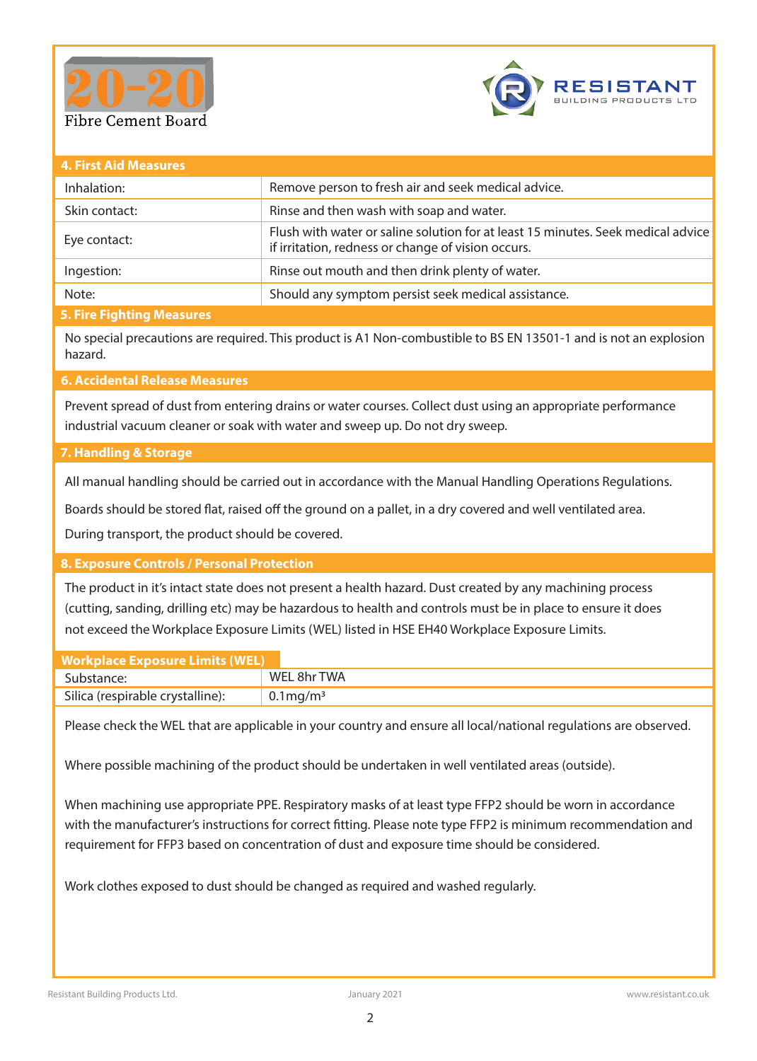20-20 Fibre Cement Board

RESISTANT BUILDING PRODUCTS LTD

## 4. First Aid Measures

| | |
|---|---|
| Inhalation: | Remove person to fresh air and seek medical advice. |
| Skin contact: | Rinse and then wash with soap and water. |
| Eye contact: | Flush with water or saline solution for at least 15 minutes. Seek medical advice if irritation, redness or change of vision occurs. |
| Ingestion: | Rinse out mouth and then drink plenty of water. |
| Note: | Should any symptom persist seek medical assistance. |

## 5. Fire Fighting Measures

No special precautions are required. This product is A1 Non-combustible to BS EN 13501-1 and is not an explosion hazard.

## 6. Accidental Release Measures

Prevent spread of dust from entering drains or water courses. Collect dust using an appropriate performance industrial vacuum cleaner or soak with water and sweep up. Do not dry sweep.

## 7. Handling & Storage

All manual handling should be carried out in accordance with the Manual Handling Operations Regulations.

Boards should be stored flat, raised off the ground on a pallet, in a dry covered and well ventilated area.

During transport, the product should be covered.

## 8. Exposure Controls / Personal Protection

The product in it's intact state does not present a health hazard. Dust created by any machining process (cutting, sanding, drilling etc) may be hazardous to health and controls must be in place to ensure it does not exceed the Workplace Exposure Limits (WEL) listed in HSE EH40 Workplace Exposure Limits.

**Workplace Exposure Limits (WEL)**

| Substance: | WEL 8hr TWA |
|---|---|
| Silica (respirable crystalline): | 0.1mg/m³ |

Please check the WEL that are applicable in your country and ensure all local/national regulations are observed.

Where possible machining of the product should be undertaken in well ventilated areas (outside).

When machining use appropriate PPE. Respiratory masks of at least type FFP2 should be worn in accordance with the manufacturer's instructions for correct fitting. Please note type FFP2 is minimum recommendation and requirement for FFP3 based on concentration of dust and exposure time should be considered.

Work clothes exposed to dust should be changed as required and washed regularly.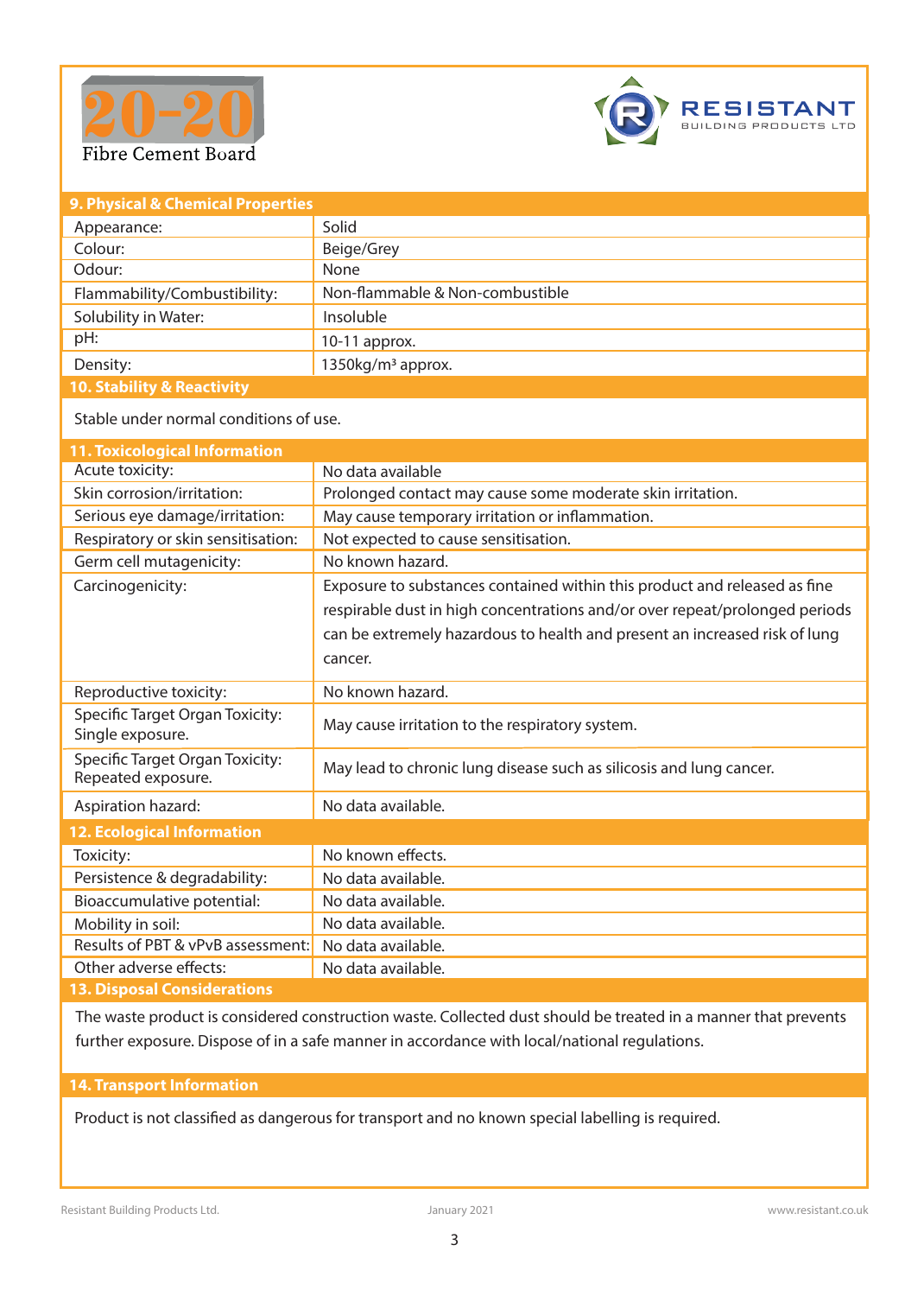20-20 Fibre Cement Board

RESISTANT BUILDING PRODUCTS LTD

## 9. Physical & Chemical Properties

| Property | Value |
|---|---|
| Appearance: | Solid |
| Colour: | Beige/Grey |
| Odour: | None |
| Flammability/Combustibility: | Non-flammable & Non-combustible |
| Solubility in Water: | Insoluble |
| pH: | 10-11 approx. |
| Density: | 1350kg/m³ approx. |

## 10. Stability & Reactivity

Stable under normal conditions of use.

## 11. Toxicological Information

| Hazard | Information |
|---|---|
| Acute toxicity: | No data available |
| Skin corrosion/irritation: | Prolonged contact may cause some moderate skin irritation. |
| Serious eye damage/irritation: | May cause temporary irritation or inflammation. |
| Respiratory or skin sensitisation: | Not expected to cause sensitisation. |
| Germ cell mutagenicity: | No known hazard. |
| Carcinogenicity: | Exposure to substances contained within this product and released as fine respirable dust in high concentrations and/or over repeat/prolonged periods can be extremely hazardous to health and present an increased risk of lung cancer. |
| Reproductive toxicity: | No known hazard. |
| Specific Target Organ Toxicity: Single exposure. | May cause irritation to the respiratory system. |
| Specific Target Organ Toxicity: Repeated exposure. | May lead to chronic lung disease such as silicosis and lung cancer. |
| Aspiration hazard: | No data available. |

## 12. Ecological Information

| Item | Information |
|---|---|
| Toxicity: | No known effects. |
| Persistence & degradability: | No data available. |
| Bioaccumulative potential: | No data available. |
| Mobility in soil: | No data available. |
| Results of PBT & vPvB assessment: | No data available. |
| Other adverse effects: | No data available. |

## 13. Disposal Considerations

The waste product is considered construction waste. Collected dust should be treated in a manner that prevents further exposure. Dispose of in a safe manner in accordance with local/national regulations.

## 14. Transport Information

Product is not classified as dangerous for transport and no known special labelling is required.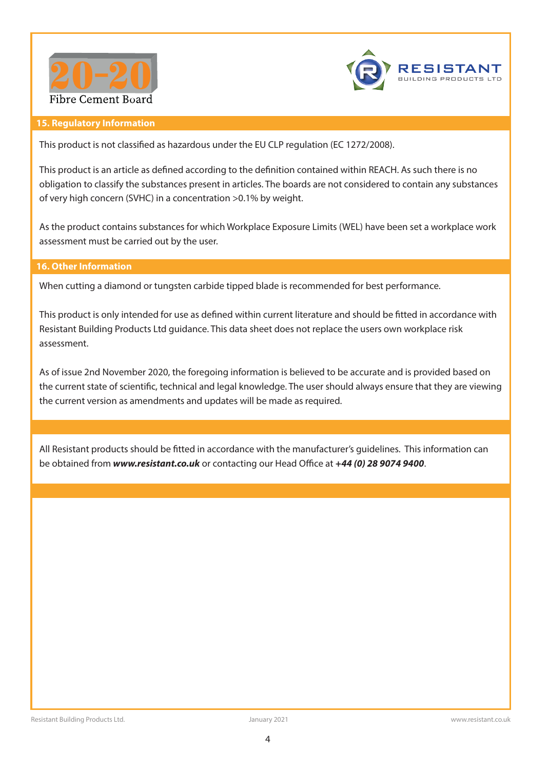## 15. Regulatory Information

This product is not classified as hazardous under the EU CLP regulation (EC 1272/2008).

This product is an article as defined according to the definition contained within REACH. As such there is no obligation to classify the substances present in articles. The boards are not considered to contain any substances of very high concern (SVHC) in a concentration >0.1% by weight.

As the product contains substances for which Workplace Exposure Limits (WEL) have been set a workplace work assessment must be carried out by the user.

## 16. Other Information

When cutting a diamond or tungsten carbide tipped blade is recommended for best performance.

This product is only intended for use as defined within current literature and should be fitted in accordance with Resistant Building Products Ltd guidance. This data sheet does not replace the users own workplace risk assessment.

As of issue 2nd November 2020, the foregoing information is believed to be accurate and is provided based on the current state of scientific, technical and legal knowledge. The user should always ensure that they are viewing the current version as amendments and updates will be made as required.

All Resistant products should be fitted in accordance with the manufacturer's guidelines. This information can be obtained from ***www.resistant.co.uk*** or contacting our Head Office at ***+44 (0) 28 9074 9400***.